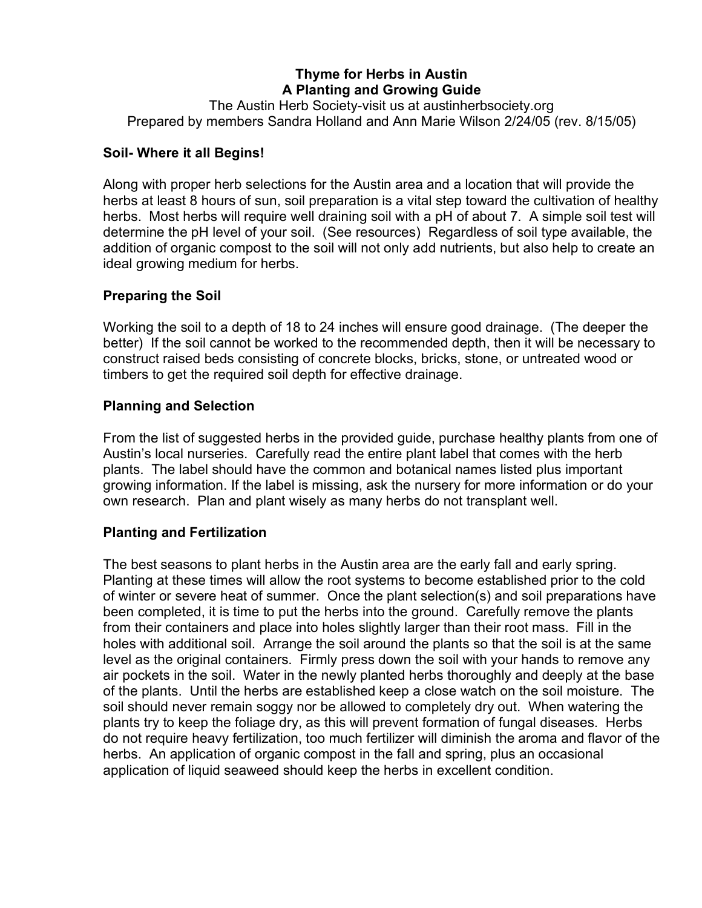# Thyme for Herbs in Austin
## A Planting and Growing Guide

The Austin Herb Society-visit us at austinherbsociety.org
Prepared by members Sandra Holland and Ann Marie Wilson 2/24/05 (rev. 8/15/05)

### Soil- Where it all Begins!

Along with proper herb selections for the Austin area and a location that will provide the herbs at least 8 hours of sun, soil preparation is a vital step toward the cultivation of healthy herbs. Most herbs will require well draining soil with a pH of about 7. A simple soil test will determine the pH level of your soil. (See resources) Regardless of soil type available, the addition of organic compost to the soil will not only add nutrients, but also help to create an ideal growing medium for herbs.

### Preparing the Soil

Working the soil to a depth of 18 to 24 inches will ensure good drainage. (The deeper the better) If the soil cannot be worked to the recommended depth, then it will be necessary to construct raised beds consisting of concrete blocks, bricks, stone, or untreated wood or timbers to get the required soil depth for effective drainage.

### Planning and Selection

From the list of suggested herbs in the provided guide, purchase healthy plants from one of Austin's local nurseries. Carefully read the entire plant label that comes with the herb plants. The label should have the common and botanical names listed plus important growing information. If the label is missing, ask the nursery for more information or do your own research. Plan and plant wisely as many herbs do not transplant well.

### Planting and Fertilization

The best seasons to plant herbs in the Austin area are the early fall and early spring. Planting at these times will allow the root systems to become established prior to the cold of winter or severe heat of summer. Once the plant selection(s) and soil preparations have been completed, it is time to put the herbs into the ground. Carefully remove the plants from their containers and place into holes slightly larger than their root mass. Fill in the holes with additional soil. Arrange the soil around the plants so that the soil is at the same level as the original containers. Firmly press down the soil with your hands to remove any air pockets in the soil. Water in the newly planted herbs thoroughly and deeply at the base of the plants. Until the herbs are established keep a close watch on the soil moisture. The soil should never remain soggy nor be allowed to completely dry out. When watering the plants try to keep the foliage dry, as this will prevent formation of fungal diseases. Herbs do not require heavy fertilization, too much fertilizer will diminish the aroma and flavor of the herbs. An application of organic compost in the fall and spring, plus an occasional application of liquid seaweed should keep the herbs in excellent condition.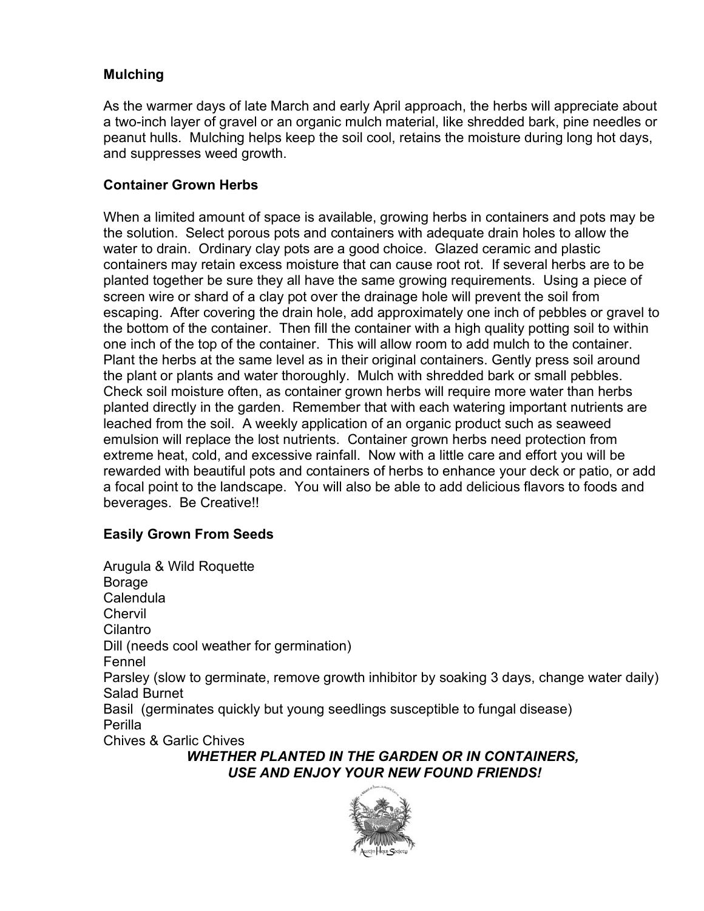### Mulching

As the warmer days of late March and early April approach, the herbs will appreciate about a two-inch layer of gravel or an organic mulch material, like shredded bark, pine needles or peanut hulls. Mulching helps keep the soil cool, retains the moisture during long hot days, and suppresses weed growth.

### Container Grown Herbs

When a limited amount of space is available, growing herbs in containers and pots may be the solution. Select porous pots and containers with adequate drain holes to allow the water to drain. Ordinary clay pots are a good choice. Glazed ceramic and plastic containers may retain excess moisture that can cause root rot. If several herbs are to be planted together be sure they all have the same growing requirements. Using a piece of screen wire or shard of a clay pot over the drainage hole will prevent the soil from escaping. After covering the drain hole, add approximately one inch of pebbles or gravel to the bottom of the container. Then fill the container with a high quality potting soil to within one inch of the top of the container. This will allow room to add mulch to the container. Plant the herbs at the same level as in their original containers. Gently press soil around the plant or plants and water thoroughly. Mulch with shredded bark or small pebbles. Check soil moisture often, as container grown herbs will require more water than herbs planted directly in the garden. Remember that with each watering important nutrients are leached from the soil. A weekly application of an organic product such as seaweed emulsion will replace the lost nutrients. Container grown herbs need protection from extreme heat, cold, and excessive rainfall. Now with a little care and effort you will be rewarded with beautiful pots and containers of herbs to enhance your deck or patio, or add a focal point to the landscape. You will also be able to add delicious flavors to foods and beverages. Be Creative!!

### Easily Grown From Seeds

Arugula & Wild Roquette
Borage
Calendula
Chervil
Cilantro
Dill (needs cool weather for germination)
Fennel
Parsley (slow to germinate, remove growth inhibitor by soaking 3 days, change water daily)
Salad Burnet
Basil (germinates quickly but young seedlings susceptible to fungal disease)
Perilla
Chives & Garlic Chives

***WHETHER PLANTED IN THE GARDEN OR IN CONTAINERS, USE AND ENJOY YOUR NEW FOUND FRIENDS!***